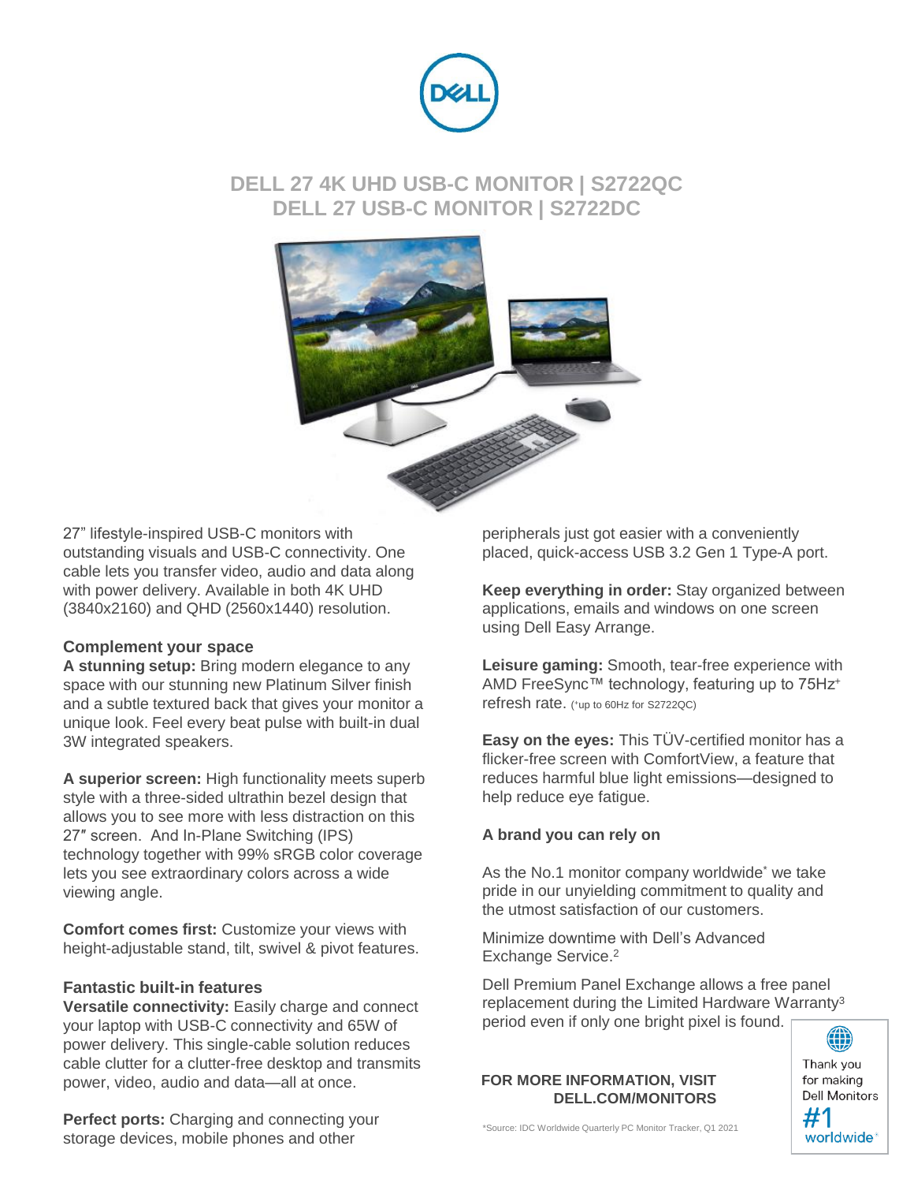# DELL 27 4K UHD USB-C MONITOR | S2722QC
# DELL 27 USB-C MONITOR | S2722DC

27" lifestyle-inspired USB-C monitors with outstanding visuals and USB-C connectivity. One cable lets you transfer video, audio and data along with power delivery. Available in both 4K UHD (3840x2160) and QHD (2560x1440) resolution.

## Complement your space

**A stunning setup:** Bring modern elegance to any space with our stunning new Platinum Silver finish and a subtle textured back that gives your monitor a unique look. Feel every beat pulse with built-in dual 3W integrated speakers.

**A superior screen:** High functionality meets superb style with a three-sided ultrathin bezel design that allows you to see more with less distraction on this 27″ screen. And In-Plane Switching (IPS) technology together with 99% sRGB color coverage lets you see extraordinary colors across a wide viewing angle.

**Comfort comes first:** Customize your views with height-adjustable stand, tilt, swivel & pivot features.

## Fantastic built-in features

**Versatile connectivity:** Easily charge and connect your laptop with USB-C connectivity and 65W of power delivery. This single-cable solution reduces cable clutter for a clutter-free desktop and transmits power, video, audio and data—all at once.

**Perfect ports:** Charging and connecting your storage devices, mobile phones and other peripherals just got easier with a conveniently placed, quick-access USB 3.2 Gen 1 Type-A port.

**Keep everything in order:** Stay organized between applications, emails and windows on one screen using Dell Easy Arrange.

**Leisure gaming:** Smooth, tear-free experience with AMD FreeSync™ technology, featuring up to 75Hz+ refresh rate. (+up to 60Hz for S2722QC)

**Easy on the eyes:** This TÜV-certified monitor has a flicker-free screen with ComfortView, a feature that reduces harmful blue light emissions—designed to help reduce eye fatigue.

## A brand you can rely on

As the No.1 monitor company worldwide* we take pride in our unyielding commitment to quality and the utmost satisfaction of our customers.

Minimize downtime with Dell's Advanced Exchange Service.[2]

Dell Premium Panel Exchange allows a free panel replacement during the Limited Hardware Warranty[3] period even if only one bright pixel is found.

**FOR MORE INFORMATION, VISIT DELL.COM/MONITORS**

Thank you for making Dell Monitors #1 worldwide*

*Source: IDC Worldwide Quarterly PC Monitor Tracker, Q1 2021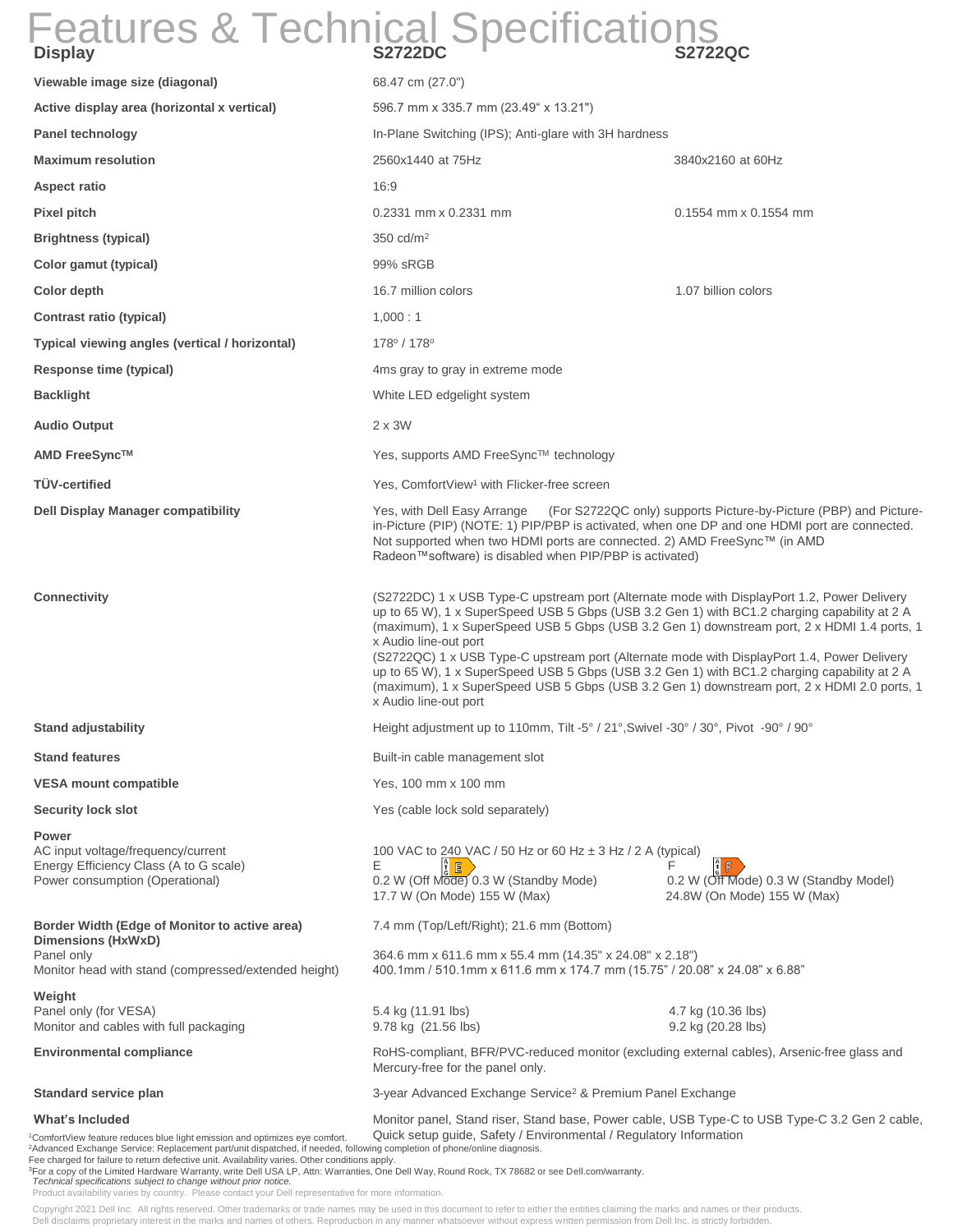# Features & Technical Specifications

| Display | S2722DC | S2722QC |
| --- | --- | --- |
| **Viewable image size (diagonal)** | 68.47 cm (27.0") | |
| **Active display area (horizontal x vertical)** | 596.7 mm x 335.7 mm (23.49" x 13.21") | |
| **Panel technology** | In-Plane Switching (IPS); Anti-glare with 3H hardness | |
| **Maximum resolution** | 2560x1440 at 75Hz | 3840x2160 at 60Hz |
| **Aspect ratio** | 16:9 | |
| **Pixel pitch** | 0.2331 mm x 0.2331 mm | 0.1554 mm x 0.1554 mm |
| **Brightness (typical)** | 350 cd/m$^2$ | |
| **Color gamut (typical)** | 99% sRGB | |
| **Color depth** | 16.7 million colors | 1.07 billion colors |
| **Contrast ratio (typical)** | 1,000 : 1 | |
| **Typical viewing angles (vertical / horizontal)** | 178° / 178° | |
| **Response time (typical)** | 4ms gray to gray in extreme mode | |
| **Backlight** | White LED edgelight system | |
| **Audio Output** | 2 x 3W | |
| **AMD FreeSync™** | Yes, supports AMD FreeSync™ technology | |
| **TÜV-certified** | Yes, ComfortView[1] with Flicker-free screen | |
| **Dell Display Manager compatibility** | Yes, with Dell Easy Arrange (For S2722QC only) supports Picture-by-Picture (PBP) and Picture-in-Picture (PIP) (NOTE: 1) PIP/PBP is activated, when one DP and one HDMI port are connected. Not supported when two HDMI ports are connected. 2) AMD FreeSync™ (in AMD Radeon™software) is disabled when PIP/PBP is activated) | |
| **Connectivity** | (S2722DC) 1 x USB Type-C upstream port (Alternate mode with DisplayPort 1.2, Power Delivery up to 65 W), 1 x SuperSpeed USB 5 Gbps (USB 3.2 Gen 1) with BC1.2 charging capability at 2 A (maximum), 1 x SuperSpeed USB 5 Gbps (USB 3.2 Gen 1) downstream port, 2 x HDMI 1.4 ports, 1 x Audio line-out port<br>(S2722QC) 1 x USB Type-C upstream port (Alternate mode with DisplayPort 1.4, Power Delivery up to 65 W), 1 x SuperSpeed USB 5 Gbps (USB 3.2 Gen 1) with BC1.2 charging capability at 2 A (maximum), 1 x SuperSpeed USB 5 Gbps (USB 3.2 Gen 1) downstream port, 2 x HDMI 2.0 ports, 1 x Audio line-out port | |
| **Stand adjustability** | Height adjustment up to 110mm, Tilt -5° / 21°,Swivel -30° / 30°, Pivot -90° / 90° | |
| **Stand features** | Built-in cable management slot | |
| **VESA mount compatible** | Yes, 100 mm x 100 mm | |
| **Security lock slot** | Yes (cable lock sold separately) | |
| **Power**<br>AC input voltage/frequency/current<br>Energy Efficiency Class (A to G scale)<br>Power consumption (Operational) | 100 VAC to 240 VAC / 50 Hz or 60 Hz ± 3 Hz / 2 A (typical)<br>E<br>0.2 W (Off Mode) 0.3 W (Standby Mode)<br>17.7 W (On Mode) 155 W (Max) | <br>F<br>0.2 W (Off Mode) 0.3 W (Standby Model)<br>24.8W (On Mode) 155 W (Max) |
| **Border Width (Edge of Monitor to active area)** | 7.4 mm (Top/Left/Right); 21.6 mm (Bottom) | |
| **Dimensions (HxWxD)**<br>Panel only<br>Monitor head with stand (compressed/extended height) | <br>364.6 mm x 611.6 mm x 55.4 mm (14.35" x 24.08" x 2.18")<br>400.1mm / 510.1mm x 611.6 mm x 174.7 mm (15.75" / 20.08" x 24.08" x 6.88" | |
| **Weight**<br>Panel only (for VESA)<br>Monitor and cables with full packaging | <br>5.4 kg (11.91 lbs)<br>9.78 kg (21.56 lbs) | <br>4.7 kg (10.36 lbs)<br>9.2 kg (20.28 lbs) |
| **Environmental compliance** | RoHS-compliant, BFR/PVC-reduced monitor (excluding external cables), Arsenic-free glass and Mercury-free for the panel only. | |
| **Standard service plan** | 3-year Advanced Exchange Service[2] & Premium Panel Exchange | |
| **What's Included** | Monitor panel, Stand riser, Stand base, Power cable, USB Type-C to USB Type-C 3.2 Gen 2 cable, Quick setup guide, Safety / Environmental / Regulatory Information | |

[1]ComfortView feature reduces blue light emission and optimizes eye comfort.
[2]Advanced Exchange Service: Replacement part/unit dispatched, if needed, following completion of phone/online diagnosis.
Fee charged for failure to return defective unit. Availability varies. Other conditions apply.
[3]For a copy of the Limited Hardware Warranty, write Dell USA LP, Attn: Warranties, One Dell Way, Round Rock, TX 78682 or see Dell.com/warranty.
*Technical specifications subject to change without prior notice.*
Product availability varies by country. Please contact your Dell representative for more information.

Copyright 2021 Dell Inc. All rights reserved. Other trademarks or trade names may be used in this document to refer to either the entities claiming the marks and names or their products.
Dell disclaims proprietary interest in the marks and names of others. Reproduction in any manner whatsoever without express written permission from Dell Inc. is strictly forbidden.